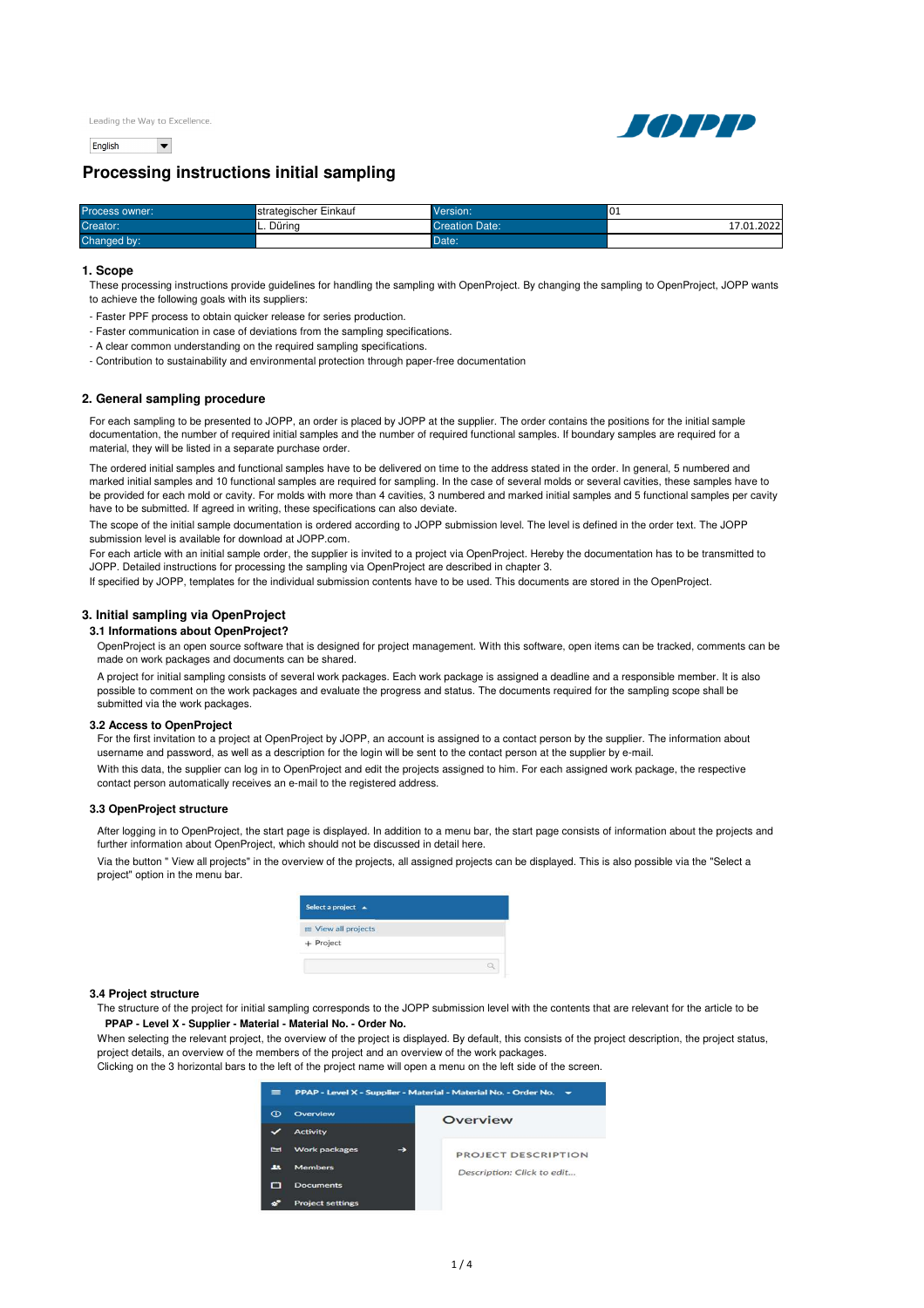Leading the Way to Excellence.

English

# Processing instructions initial sampling

| Process owner: | strategischer Einkauf | Version: | 01 |
|---|---|---|---|
| Creator: | L. Düring | Creation Date: | 17.01.2022 |
| Changed by: | | Date: | |

## 1. Scope

These processing instructions provide guidelines for handling the sampling with OpenProject. By changing the sampling to OpenProject, JOPP wants to achieve the following goals with its suppliers:

- Faster PPF process to obtain quicker release for series production.
- Faster communication in case of deviations from the sampling specifications.
- A clear common understanding on the required sampling specifications.
- Contribution to sustainability and environmental protection through paper-free documentation

## 2. General sampling procedure

For each sampling to be presented to JOPP, an order is placed by JOPP at the supplier. The order contains the positions for the initial sample documentation, the number of required initial samples and the number of required functional samples. If boundary samples are required for a material, they will be listed in a separate purchase order.

The ordered initial samples and functional samples have to be delivered on time to the address stated in the order. In general, 5 numbered and marked initial samples and 10 functional samples are required for sampling. In the case of several molds or several cavities, these samples have to be provided for each mold or cavity. For molds with more than 4 cavities, 3 numbered and marked initial samples and 5 functional samples per cavity have to be submitted. If agreed in writing, these specifications can also deviate.

The scope of the initial sample documentation is ordered according to JOPP submission level. The level is defined in the order text. The JOPP submission level is available for download at JOPP.com.

For each article with an initial sample order, the supplier is invited to a project via OpenProject. Hereby the documentation has to be transmitted to JOPP. Detailed instructions for processing the sampling via OpenProject are described in chapter 3.

If specified by JOPP, templates for the individual submission contents have to be used. This documents are stored in the OpenProject.

## 3. Initial sampling via OpenProject

### 3.1 Informations about OpenProject?

OpenProject is an open source software that is designed for project management. With this software, open items can be tracked, comments can be made on work packages and documents can be shared.

A project for initial sampling consists of several work packages. Each work package is assigned a deadline and a responsible member. It is also possible to comment on the work packages and evaluate the progress and status. The documents required for the sampling scope shall be submitted via the work packages.

### 3.2 Access to OpenProject

For the first invitation to a project at OpenProject by JOPP, an account is assigned to a contact person by the supplier. The information about username and password, as well as a description for the login will be sent to the contact person at the supplier by e-mail.

With this data, the supplier can log in to OpenProject and edit the projects assigned to him. For each assigned work package, the respective contact person automatically receives an e-mail to the registered address.

### 3.3 OpenProject structure

After logging in to OpenProject, the start page is displayed. In addition to a menu bar, the start page consists of information about the projects and further information about OpenProject, which should not be discussed in detail here.

Via the button " View all projects" in the overview of the projects, all assigned projects can be displayed. This is also possible via the "Select a project" option in the menu bar.

### 3.4 Project structure

The structure of the project for initial sampling corresponds to the JOPP submission level with the contents that are relevant for the article to be

**PPAP - Level X - Supplier - Material - Material No. - Order No.**

When selecting the relevant project, the overview of the project is displayed. By default, this consists of the project description, the project status, project details, an overview of the members of the project and an overview of the work packages.

Clicking on the 3 horizontal bars to the left of the project name will open a menu on the left side of the screen.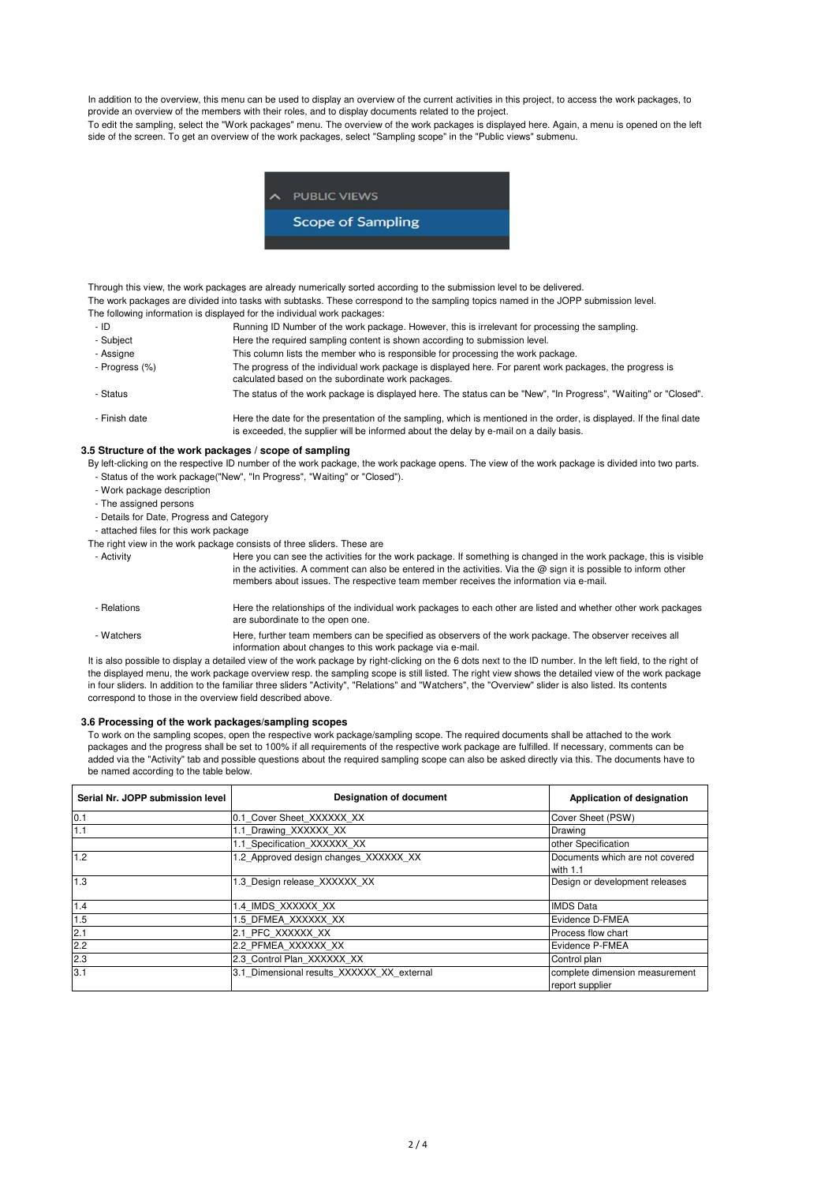In addition to the overview, this menu can be used to display an overview of the current activities in this project, to access the work packages, to provide an overview of the members with their roles, and to display documents related to the project.
To edit the sampling, select the "Work packages" menu. The overview of the work packages is displayed here. Again, a menu is opened on the left side of the screen. To get an overview of the work packages, select "Sampling scope" in the "Public views" submenu.

Through this view, the work packages are already numerically sorted according to the submission level to be delivered.
The work packages are divided into tasks with subtasks. These correspond to the sampling topics named in the JOPP submission level.
The following information is displayed for the individual work packages:

- ID — Running ID Number of the work package. However, this is irrelevant for processing the sampling.
- Subject — Here the required sampling content is shown according to submission level.
- Assigne — This column lists the member who is responsible for processing the work package.
- Progress (%) — The progress of the individual work package is displayed here. For parent work packages, the progress is calculated based on the subordinate work packages.
- Status — The status of the work package is displayed here. The status can be "New", "In Progress", "Waiting" or "Closed".
- Finish date — Here the date for the presentation of the sampling, which is mentioned in the order, is displayed. If the final date is exceeded, the supplier will be informed about the delay by e-mail on a daily basis.

### 3.5 Structure of the work packages / scope of sampling

By left-clicking on the respective ID number of the work package, the work package opens. The view of the work package is divided into two parts.

- Status of the work package("New", "In Progress", "Waiting" or "Closed").
- Work package description
- The assigned persons
- Details for Date, Progress and Category
- attached files for this work package

The right view in the work package consists of three sliders. These are

- Activity — Here you can see the activities for the work package. If something is changed in the work package, this is visible in the activities. A comment can also be entered in the activities. Via the @ sign it is possible to inform other members about issues. The respective team member receives the information via e-mail.
- Relations — Here the relationships of the individual work packages to each other are listed and whether other work packages are subordinate to the open one.
- Watchers — Here, further team members can be specified as observers of the work package. The observer receives all information about changes to this work package via e-mail.

It is also possible to display a detailed view of the work package by right-clicking on the 6 dots next to the ID number. In the left field, to the right of the displayed menu, the work package overview resp. the sampling scope is still listed. The right view shows the detailed view of the work package in four sliders. In addition to the familiar three sliders "Activity", "Relations" and "Watchers", the "Overview" slider is also listed. Its contents correspond to those in the overview field described above.

### 3.6 Processing of the work packages/sampling scopes

To work on the sampling scopes, open the respective work package/sampling scope. The required documents shall be attached to the work packages and the progress shall be set to 100% if all requirements of the respective work package are fulfilled. If necessary, comments can be added via the "Activity" tab and possible questions about the required sampling scope can also be asked directly via this. The documents have to be named according to the table below.

| Serial Nr. JOPP submission level | Designation of document | Application of designation |
|---|---|---|
| 0.1 | 0.1_Cover Sheet_XXXXXX_XX | Cover Sheet (PSW) |
| 1.1 | 1.1_Drawing_XXXXXX_XX | Drawing |
| | 1.1_Specification_XXXXXX_XX | other Specification |
| 1.2 | 1.2_Approved design changes_XXXXXX_XX | Documents which are not covered with 1.1 |
| 1.3 | 1.3_Design release_XXXXXX_XX | Design or development releases |
| 1.4 | 1.4_IMDS_XXXXXX_XX | IMDS Data |
| 1.5 | 1.5_DFMEA_XXXXXX_XX | Evidence D-FMEA |
| 2.1 | 2.1_PFC_XXXXXX_XX | Process flow chart |
| 2.2 | 2.2_PFMEA_XXXXXX_XX | Evidence P-FMEA |
| 2.3 | 2.3_Control Plan_XXXXXX_XX | Control plan |
| 3.1 | 3.1_Dimensional results_XXXXXX_XX_external | complete dimension measurement report supplier |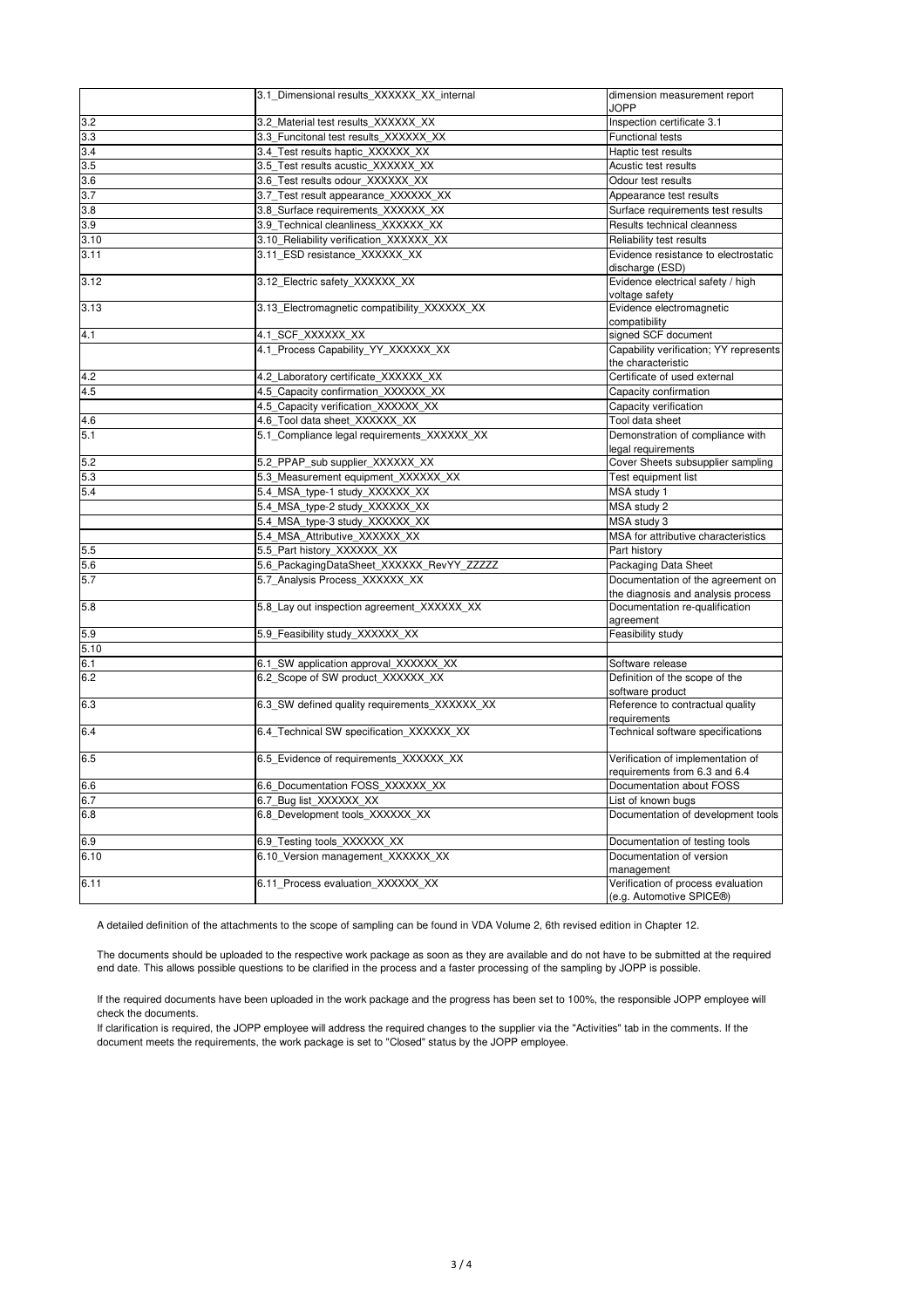|  |  |  |
|---|---|---|
|  | 3.1_Dimensional results_XXXXXX_XX_internal | dimension measurement report JOPP |
| 3.2 | 3.2_Material test results_XXXXXX_XX | Inspection certificate 3.1 |
| 3.3 | 3.3_Funcitonal test results_XXXXXX_XX | Functional tests |
| 3.4 | 3.4_Test results haptic_XXXXXX_XX | Haptic test results |
| 3.5 | 3.5_Test results acustic_XXXXXX_XX | Acustic test results |
| 3.6 | 3.6_Test results odour_XXXXXX_XX | Odour test results |
| 3.7 | 3.7_Test result appearance_XXXXXX_XX | Appearance test results |
| 3.8 | 3.8_Surface requirements_XXXXXX_XX | Surface requirements test results |
| 3.9 | 3.9_Technical cleanliness_XXXXXX_XX | Results technical cleanness |
| 3.10 | 3.10_Reliability verification_XXXXXX_XX | Reliability test results |
| 3.11 | 3.11_ESD resistance_XXXXXX_XX | Evidence resistance to electrostatic discharge (ESD) |
| 3.12 | 3.12_Electric safety_XXXXXX_XX | Evidence electrical safety / high voltage safety |
| 3.13 | 3.13_Electromagnetic compatibility_XXXXXX_XX | Evidence electromagnetic compatibility |
| 4.1 | 4.1_SCF_XXXXXX_XX | signed SCF document |
|  | 4.1_Process Capability_YY_XXXXXX_XX | Capability verification; YY represents the characteristic |
| 4.2 | 4.2_Laboratory certificate_XXXXXX_XX | Certificate of used external |
| 4.5 | 4.5_Capacity confirmation_XXXXXX_XX | Capacity confirmation |
|  | 4.5_Capacity verification_XXXXXX_XX | Capacity verification |
| 4.6 | 4.6_Tool data sheet_XXXXXX_XX | Tool data sheet |
| 5.1 | 5.1_Compliance legal requirements_XXXXXX_XX | Demonstration of compliance with legal requirements |
| 5.2 | 5.2_PPAP_sub supplier_XXXXXX_XX | Cover Sheets subsupplier sampling |
| 5.3 | 5.3_Measurement equipment_XXXXXX_XX | Test equipment list |
| 5.4 | 5.4_MSA_type-1 study_XXXXXX_XX | MSA study 1 |
|  | 5.4_MSA_type-2 study_XXXXXX_XX | MSA study 2 |
|  | 5.4_MSA_type-3 study_XXXXXX_XX | MSA study 3 |
|  | 5.4_MSA_Attributive_XXXXXX_XX | MSA for attributive characteristics |
| 5.5 | 5.5_Part history_XXXXXX_XX | Part history |
| 5.6 | 5.6_PackagingDataSheet_XXXXXX_RevYY_ZZZZZ | Packaging Data Sheet |
| 5.7 | 5.7_Analysis Process_XXXXXX_XX | Documentation of the agreement on the diagnosis and analysis process |
| 5.8 | 5.8_Lay out inspection agreement_XXXXXX_XX | Documentation re-qualification agreement |
| 5.9 | 5.9_Feasibility study_XXXXXX_XX | Feasibility study |
| 5.10 |  |  |
| 6.1 | 6.1_SW application approval_XXXXXX_XX | Software release |
| 6.2 | 6.2_Scope of SW product_XXXXXX_XX | Definition of the scope of the software product |
| 6.3 | 6.3_SW defined quality requirements_XXXXXX_XX | Reference to contractual quality requirements |
| 6.4 | 6.4_Technical SW specification_XXXXXX_XX | Technical software specifications |
| 6.5 | 6.5_Evidence of requirements_XXXXXX_XX | Verification of implementation of requirements from 6.3 and 6.4 |
| 6.6 | 6.6_Documentation FOSS_XXXXXX_XX | Documentation about FOSS |
| 6.7 | 6.7_Bug list_XXXXXX_XX | List of known bugs |
| 6.8 | 6.8_Development tools_XXXXXX_XX | Documentation of development tools |
| 6.9 | 6.9_Testing tools_XXXXXX_XX | Documentation of testing tools |
| 6.10 | 6.10_Version management_XXXXXX_XX | Documentation of version management |
| 6.11 | 6.11_Process evaluation_XXXXXX_XX | Verification of process evaluation (e.g. Automotive SPICE®) |

A detailed definition of the attachments to the scope of sampling can be found in VDA Volume 2, 6th revised edition in Chapter 12.

The documents should be uploaded to the respective work package as soon as they are available and do not have to be submitted at the required end date. This allows possible questions to be clarified in the process and a faster processing of the sampling by JOPP is possible.

If the required documents have been uploaded in the work package and the progress has been set to 100%, the responsible JOPP employee will check the documents.
If clarification is required, the JOPP employee will address the required changes to the supplier via the "Activities" tab in the comments. If the document meets the requirements, the work package is set to "Closed" status by the JOPP employee.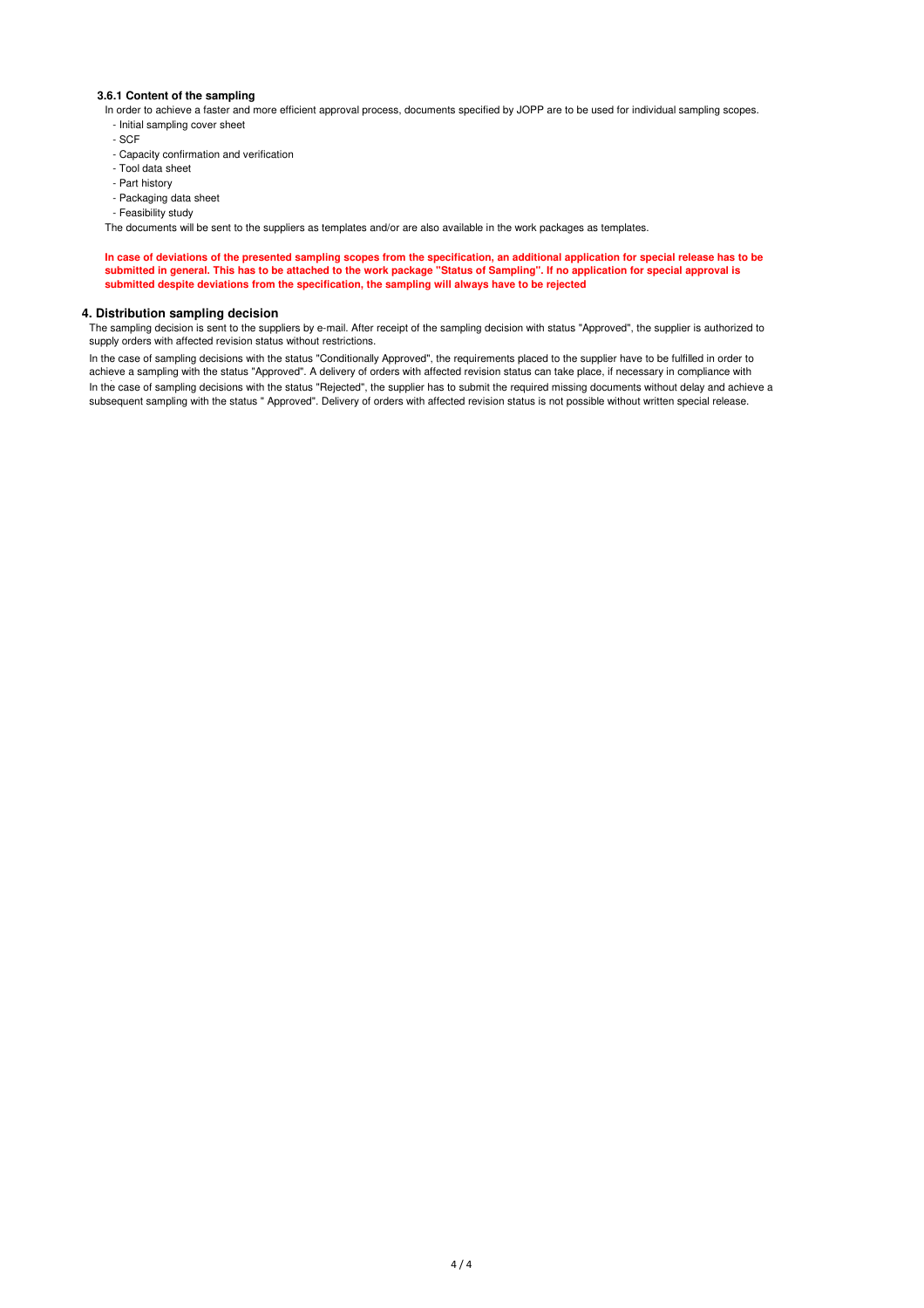### 3.6.1 Content of the sampling

In order to achieve a faster and more efficient approval process, documents specified by JOPP are to be used for individual sampling scopes.

- Initial sampling cover sheet
- SCF
- Capacity confirmation and verification
- Tool data sheet
- Part history
- Packaging data sheet
- Feasibility study

The documents will be sent to the suppliers as templates and/or are also available in the work packages as templates.

**In case of deviations of the presented sampling scopes from the specification, an additional application for special release has to be submitted in general. This has to be attached to the work package "Status of Sampling". If no application for special approval is submitted despite deviations from the specification, the sampling will always have to be rejected**

## 4. Distribution sampling decision

The sampling decision is sent to the suppliers by e-mail. After receipt of the sampling decision with status "Approved", the supplier is authorized to supply orders with affected revision status without restrictions.

In the case of sampling decisions with the status "Conditionally Approved", the requirements placed to the supplier have to be fulfilled in order to achieve a sampling with the status "Approved". A delivery of orders with affected revision status can take place, if necessary in compliance with

In the case of sampling decisions with the status "Rejected", the supplier has to submit the required missing documents without delay and achieve a subsequent sampling with the status " Approved". Delivery of orders with affected revision status is not possible without written special release.